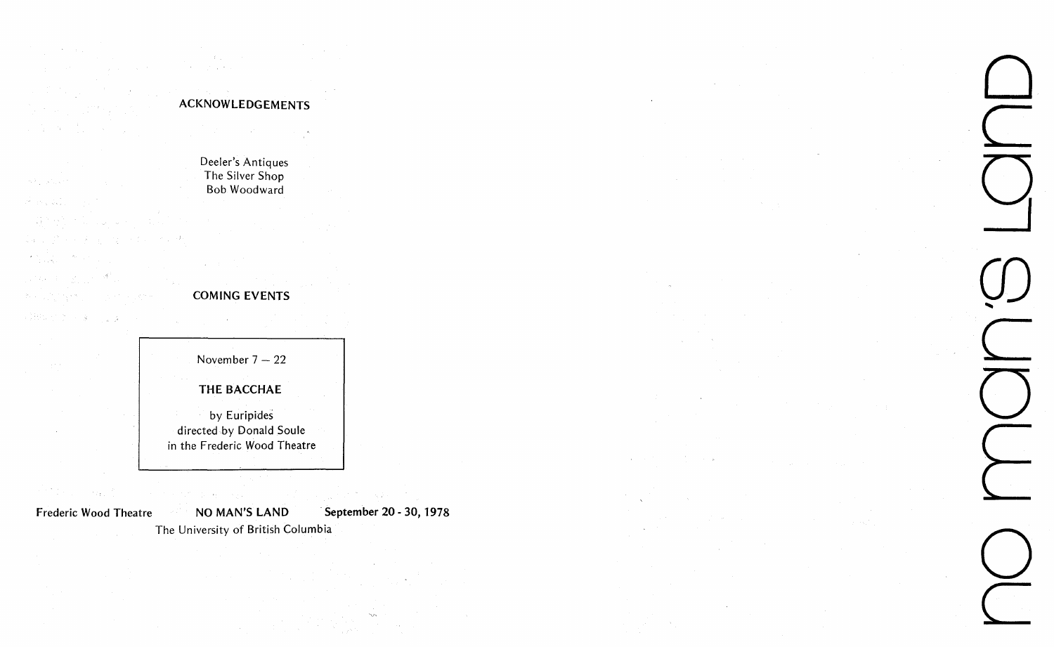## ACKNOWLEDGEMENTS

Deeler's Antiques
The Silver Shop
Bob Woodward

## COMING EVENTS

November 7 — 22

**THE BACCHAE**

by Euripides
directed by Donald Soule
in the Frederic Wood Theatre

**Frederic Wood Theatre** **NO MAN'S LAND** **September 20 - 30, 1978**
The University of British Columbia

# no man's land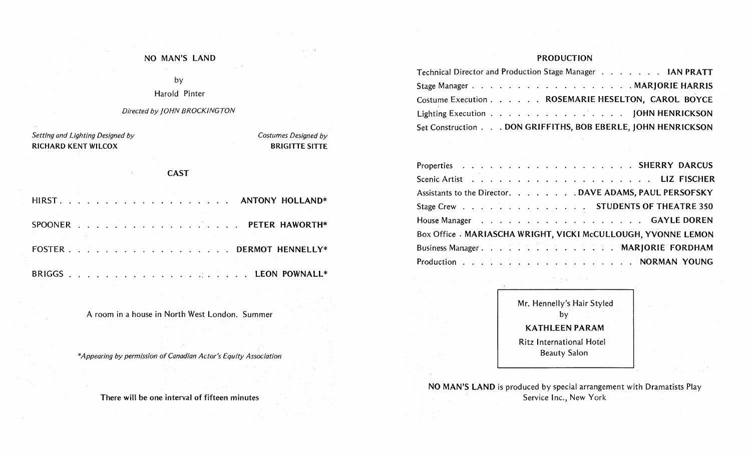# NO MAN'S LAND

by

Harold Pinter

*Directed by JOHN BROCKINGTON*

*Setting and Lighting Designed by*
**RICHARD KENT WILCOX**

*Costumes Designed by*
**BRIGITTE SITTE**

## CAST

| | |
|---|---|
| HIRST | **ANTONY HOLLAND*** |
| SPOONER | **PETER HAWORTH*** |
| FOSTER | **DERMOT HENNELLY*** |
| BRIGGS | **LEON POWNALL*** |

A room in a house in North West London. Summer

*\*Appearing by permission of Canadian Actor's Equity Association*

**There will be one interval of fifteen minutes**

## PRODUCTION

| | |
|---|---|
| Technical Director and Production Stage Manager | **IAN PRATT** |
| Stage Manager | **MARJORIE HARRIS** |
| Costume Execution | **ROSEMARIE HESELTON, CAROL BOYCE** |
| Lighting Execution | **JOHN HENRICKSON** |
| Set Construction | **DON GRIFFITHS, BOB EBERLE, JOHN HENRICKSON** |
| Properties | **SHERRY DARCUS** |
| Scenic Artist | **LIZ FISCHER** |
| Assistants to the Director | **DAVE ADAMS, PAUL PERSOFSKY** |
| Stage Crew | **STUDENTS OF THEATRE 350** |
| House Manager | **GAYLE DOREN** |
| Box Office | **MARIASCHA WRIGHT, VICKI McCULLOUGH, YVONNE LEMON** |
| Business Manager | **MARJORIE FORDHAM** |
| Production | **NORMAN YOUNG** |

Mr. Hennelly's Hair Styled by
**KATHLEEN PARAM**
Ritz International Hotel
Beauty Salon

**NO MAN'S LAND** is produced by special arrangement with Dramatists Play Service Inc., New York